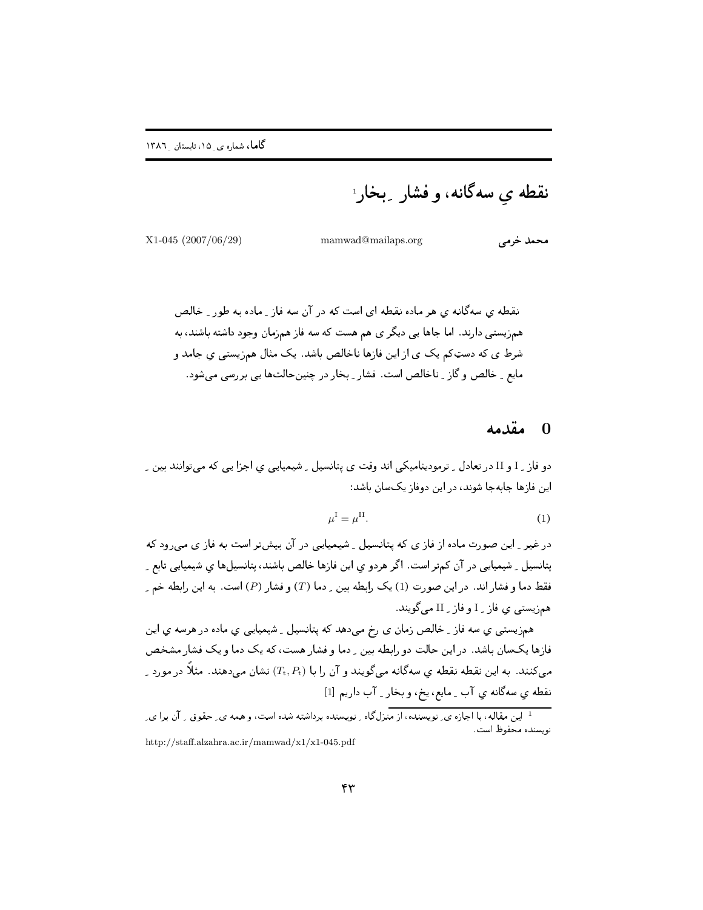# نقطه یِ سه‌گانه، و فشار ِ بخار[1]

X1-045 (2007/06/29) mamwad@mailaps.org **محمد خرمی**

نقطه یِ سه‌گانه یِ هر ماده نقطه ای است که در آن سه فاز ِ ماده به طور ِ خالص هم‌زیستی دارند. اما جاها یی دیگر ی هم هست که سه فاز هم‌زمان وجود داشته باشند، به شرط ی که دست‌کم یک ی از این فازها ناخالص باشد. یک مثال هم‌زیستی یِ جامد و مایع ِ خالص و گاز ِ ناخالص است. فشار ِ بخار در چنین‌حالت‌ها یی بررسی می‌شود.

## 0 مقدمه

دو فاز ِ I و II در تعادل ِ ترمودینامیکی اند وقت ی پتانسیل ِ شیمیایی یِ اجزا یی که می‌توانند بین ِ این فازها جابه‌جا شوند، در این دوفاز یک‌سان باشد:

$$\mu^{\mathrm{I}} = \mu^{\mathrm{II}}. \tag{1}$$

در غیر ِ این صورت ماده از فاز ی که پتانسیل ِ شیمیایی در آن بیش‌تر است به فاز ی می‌رود که پتانسیل ِ شیمیایی در آن کم‌تر است. اگر هردو یِ این فازها خالص باشند، پتانسیل‌ها یِ شیمیایی تابع ِ فقط دما و فشار اند. در این صورت (1) یک رابطه بین ِ دما $(T)$ و فشار $(P)$ است. به این رابطه خم ِ هم‌زیستی یِ فاز ِ I و فاز ِ II می‌گویند.

هم‌زیستی یِ سه فاز ِ خالص زمان ی رخ می‌دهد که پتانسیل ِ شیمیایی یِ ماده در هرسه یِ این فازها یک‌سان باشد. در این حالت دو رابطه بین ِ دما و فشار هست، که یک دما و یک فشار مشخص می‌کنند. به این نقطه نقطه یِ سه‌گانه می‌گویند و آن را با $(T_{\mathrm{t}}, P_{\mathrm{t}})$ نشان می‌دهند. مثلاً در مورد ِ نقطه یِ سه‌گانه یِ آب ِ مایع، یخ، و بخار ِ آب داریم [1]

[1] این مقاله، با اجازه یِ نویسنده، از منزل‌گاه ِ نویسنده برداشته شده است، و همه یِ حقوق ِ آن برا یِ نویسنده محفوظ است.

http://staff.alzahra.ac.ir/mamwad/x1/x1-045.pdf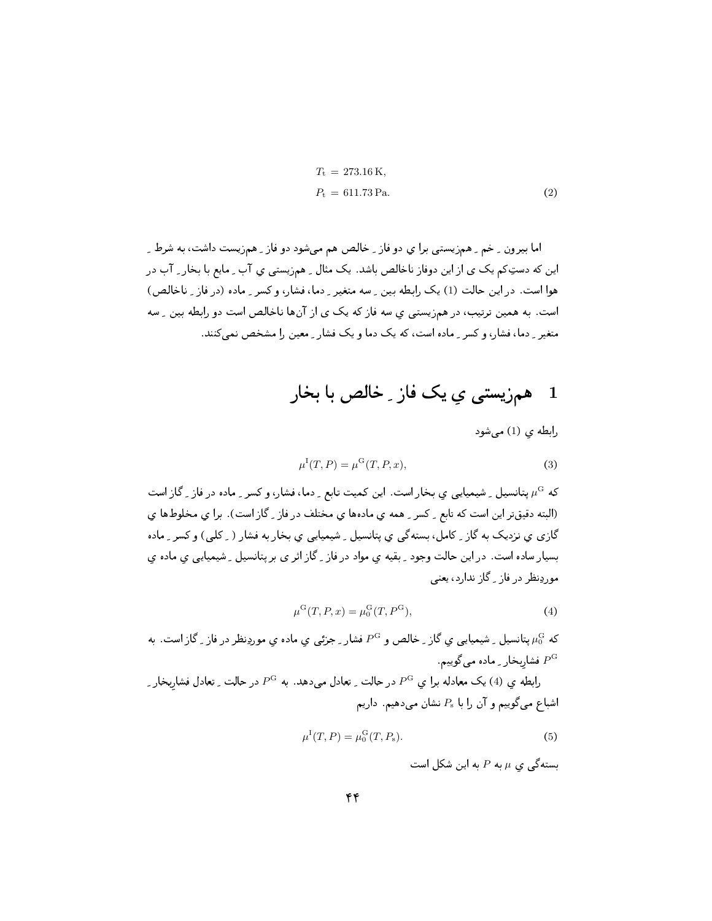$$
\begin{aligned}
T_{\rm t} &= 273.16\,{\rm K},\\
P_{\rm t} &= 611.73\,{\rm Pa}.
\end{aligned}
\tag{2}
$$

اما بیرون ِ خم ِ هم‌زیستی برا ي دو فاز ِ خالص هم می‌شود دو فاز ِ هم‌زیست داشت، به شرط ِ این که دستِ‌کم یک ی از این دوفاز ناخالص باشد. یک مثال ِ هم‌زیستی ي آب ِ مایع با بخار ِ آب در هوا است. در این حالت (1) یک رابطه بین ِ سه متغیر ِ دما، فشار، و کسر ِ ماده (در فاز ِ ناخالص) است. به همین ترتیب، در هم‌زیستی ي سه فاز که یک ی از آن‌ها ناخالص است دو رابطه بین ِ سه متغیر ِ دما، فشار، و کسر ِ ماده است، که یک دما و یک فشار ِ معین را مشخص نمی‌کنند.

# 1 هم‌زیستی يِ یک فاز ِ خالص با بخار

رابطه ي (1) می‌شود

$$
\mu^{\rm I}(T,P)=\mu^{\rm G}(T,P,x),
\tag{3}
$$

که $\mu^{\rm G}$ پتانسیل ِ شیمیایی ي بخار است. این کمیت تابع ِ دما، فشار، و کسر ِ ماده در فاز ِ گاز است (البته دقیق‌تر این است که تابع ِ کسر ِ همه ي ماده‌ها ي مختلف در فاز ِ گاز است). برا ي مخلوط‌ها ي گازی ي نزدیک به گاز ِ کامل، بسته‌گی ي پتانسیل ِ شیمیایی ي بخار به فشار ( ِ کلی) و کسر ِ ماده بسیار ساده است. در این حالت وجود ِ بقیه ي مواد در فاز ِ گاز اثر ی بر پتانسیل ِ شیمیایی ي ماده ي موردِنظر در فاز ِ گاز ندارد، یعنی

$$
\mu^{\rm G}(T,P,x)=\mu_0^{\rm G}(T,P^{\rm G}),
\tag{4}
$$

که $\mu_0^{\rm G}$ پتانسیل ِ شیمیایی ي گاز ِ خالص و $P^{\rm G}$ فشار ِ جزئی ي ماده ي موردِنظر در فاز ِ گاز است. به $P^{\rm G}$ فشارِبخار ِ ماده می‌گوییم.

رابطه ي (4) یک معادله برا ي $P^{\rm G}$ در حالت ِ تعادل می‌دهد. به $P^{\rm G}$ در حالت ِ تعادل فشارِبخار ِ اشباع می‌گوییم و آن را با $P_{\rm s}$ نشان می‌دهیم. داریم

$$
\mu^{\rm I}(T,P)=\mu_0^{\rm G}(T,P_{\rm s}).
\tag{5}
$$

بسته‌گی يِ $\mu$ به $P$ به این شکل است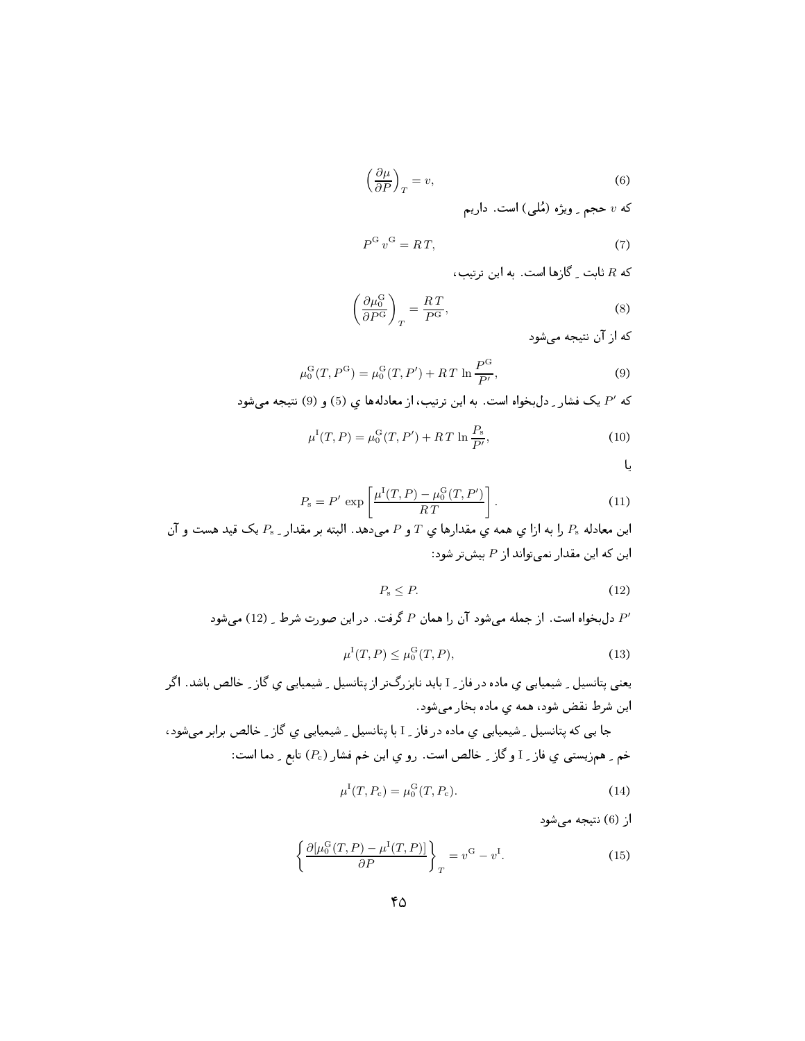$$\left(\frac{\partial \mu}{\partial P}\right)_T = v, \tag{6}$$

که $v$ حجم ِ ویژه (مُلی) است. داریم

$$P^{\mathrm{G}}\, v^{\mathrm{G}} = R\, T, \tag{7}$$

که $R$ ثابت ِ گازها است. به این ترتیب،

$$\left(\frac{\partial \mu_0^{\mathrm{G}}}{\partial P^{\mathrm{G}}}\right)_T = \frac{R\, T}{P^{\mathrm{G}}}, \tag{8}$$

که از آن نتیجه می‌شود

$$\mu_0^{\mathrm{G}}(T, P^{\mathrm{G}}) = \mu_0^{\mathrm{G}}(T, P') + R\, T\, \ln \frac{P^{\mathrm{G}}}{P'}, \tag{9}$$

که $P'$ یک فشار ِ دل‌بخواه است. به این ترتیب، از معادله‌ها ی (5) و (9) نتیجه می‌شود

$$\mu^{\mathrm{I}}(T, P) = \mu_0^{\mathrm{G}}(T, P') + R\, T\, \ln \frac{P_{\mathrm{s}}}{P'}, \tag{10}$$

یا

$$P_{\mathrm{s}} = P' \exp\left[\frac{\mu^{\mathrm{I}}(T, P) - \mu_0^{\mathrm{G}}(T, P')}{R\, T}\right]. \tag{11}$$

این معادله $P_{\mathrm{s}}$ را به ازا ی همه ی مقدارها ی $T$ و $P$ می‌دهد. البته بر مقدار ِ $P_{\mathrm{s}}$ یک قید هست و آن این که این مقدار نمی‌تواند از $P$ بیش‌تر شود:

$$P_{\mathrm{s}} \le P. \tag{12}$$

$P'$ دل‌بخواه است. از جمله می‌شود آن را همان $P$ گرفت. در این صورت شرط ِ (12) می‌شود

$$\mu^{\mathrm{I}}(T, P) \le \mu_0^{\mathrm{G}}(T, P), \tag{13}$$

یعنی پتانسیل ِ شیمیایی ی ماده در فاز ِ I باید نابزرگ‌تر از پتانسیل ِ شیمیایی ی گاز ِ خالص باشد. اگر این شرط نقض شود، همه ی ماده بخار می‌شود.

جا یی که پتانسیل ِ شیمیایی ی ماده در فاز ِ I با پتانسیل ِ شیمیایی ی گاز ِ خالص برابر می‌شود، خم ِ هم‌زیستی ی فاز ِ I و گاز ِ خالص است. رو ی این خم فشار ($P_{\mathrm{c}}$) تابع ِ دما است:

$$\mu^{\mathrm{I}}(T, P_{\mathrm{c}}) = \mu_0^{\mathrm{G}}(T, P_{\mathrm{c}}). \tag{14}$$

از (6) نتیجه می‌شود

$$\left\{\frac{\partial[\mu_0^{\mathrm{G}}(T, P) - \mu^{\mathrm{I}}(T, P)]}{\partial P}\right\}_T = v^{\mathrm{G}} - v^{\mathrm{I}}. \tag{15}$$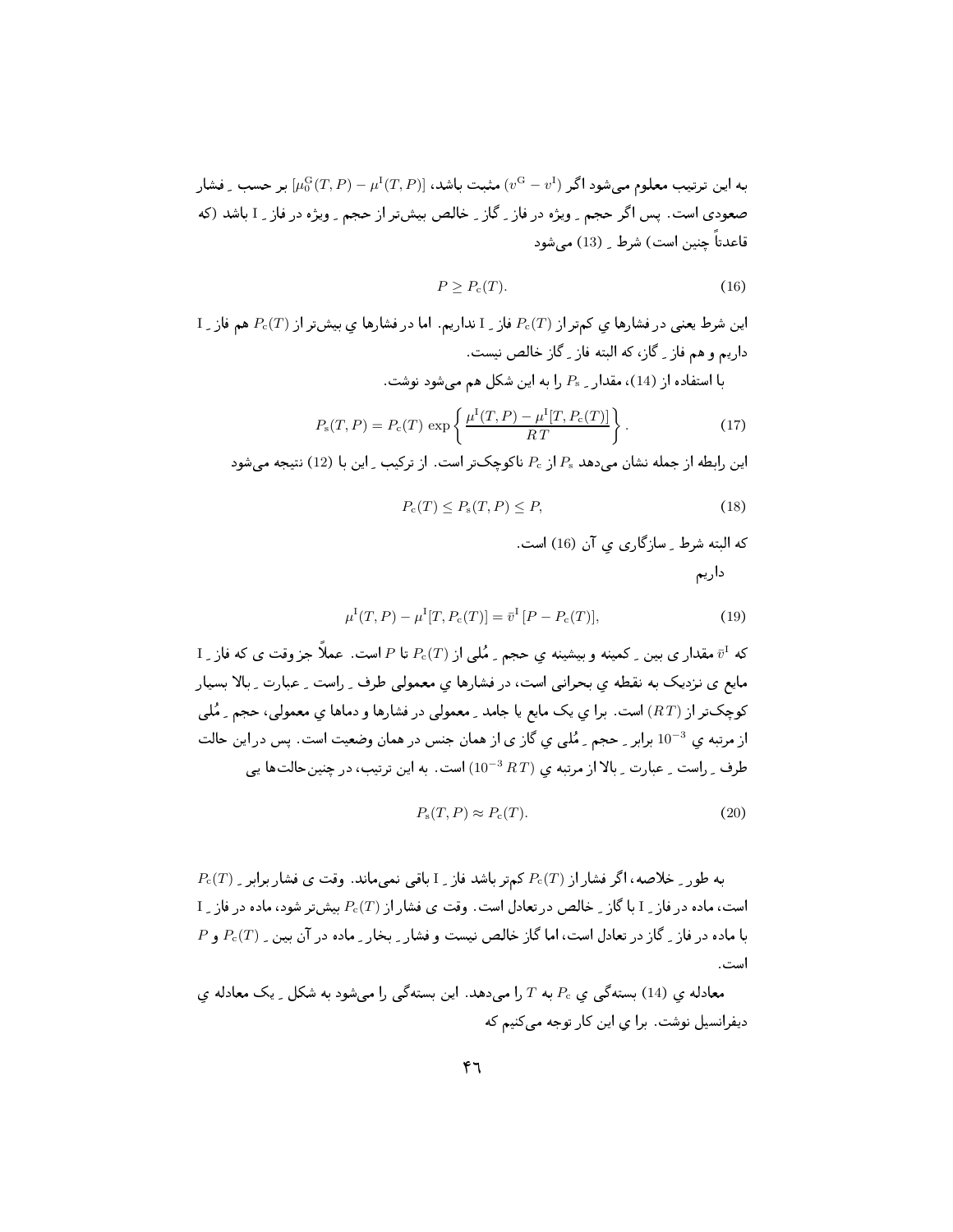به این ترتیب معلوم می‌شود اگر $(v^{\mathrm{G}} - v^{\mathrm{I}})$ مثبت باشد، $[\mu_0^{\mathrm{G}}(T,P) - \mu^{\mathrm{I}}(T,P)]$ بر حسب ِ فشار صعودی است. پس اگر حجم ِ ویژه در فاز ِ گاز ِ خالص بیش‌تر از حجم ِ ویژه در فاز ِ I باشد (که قاعدتاً چنین است) شرط ِ (13) می‌شود

$$P \geq P_{\mathrm{c}}(T). \tag{16}$$

این شرط یعنی در فشارها ی کم‌تر از $P_{\mathrm{c}}(T)$ فاز ِ I نداریم. اما در فشارها ی بیش‌تر از $P_{\mathrm{c}}(T)$ هم فاز ِ I داریم و هم فاز ِ گاز، که البته فاز ِ گاز خالص نیست.

با استفاده از (14)، مقدار ِ $P_{\mathrm{s}}$ را به این شکل هم می‌شود نوشت.

$$P_{\mathrm{s}}(T,P) = P_{\mathrm{c}}(T)\, \exp\left\{ \frac{\mu^{\mathrm{I}}(T,P) - \mu^{\mathrm{I}}[T, P_{\mathrm{c}}(T)]}{R\,T} \right\}. \tag{17}$$

این رابطه از جمله نشان می‌دهد $P_{\mathrm{s}}$ از $P_{\mathrm{c}}$ ناکوچک‌تر است. از ترکیب ِ این با (12) نتیجه می‌شود

$$P_{\mathrm{c}}(T) \leq P_{\mathrm{s}}(T,P) \leq P, \tag{18}$$

که البته شرط ِ سازگاری ی آن (16) است.

داریم

$$\mu^{\mathrm{I}}(T,P) - \mu^{\mathrm{I}}[T, P_{\mathrm{c}}(T)] = \bar{v}^{\mathrm{I}}\,[P - P_{\mathrm{c}}(T)], \tag{19}$$

که $\bar{v}^{\mathrm{I}}$ مقدار ی بین ِ کمینه و بیشینه ی حجم ِ مُلی از $P_{\mathrm{c}}(T)$ تا $P$ است. عملاً جز وقت ی که فاز ِ I مایع ی نزدیک به نقطه ی بحرانی است، در فشارها ی معمولی طرف ِ راست ِ عبارت ِ بالا بسیار کوچک‌تر از $(RT)$ است. برا ی یک مایع یا جامد ِ معمولی در فشارها و دماها ی معمولی، حجم ِ مُلی از مرتبه ی $10^{-3}$ برابر ِ حجم ِ مُلی ی گاز ی از همان جنس در همان وضعیت است. پس در این حالت طرف ِ راست ِ عبارت ِ بالا از مرتبه ی $(10^{-3}\,RT)$ است. به این ترتیب، در چنین‌حالت‌ها یی

$$P_{\mathrm{s}}(T,P) \approx P_{\mathrm{c}}(T). \tag{20}$$

به طور ِ خلاصه، اگر فشار از $P_{\mathrm{c}}(T)$ کم‌تر باشد فاز ِ I باقی نمی‌ماند. وقت ی فشار برابر ِ $P_{\mathrm{c}}(T)$ است، ماده در فاز ِ I با گاز ِ خالص در تعادل است. وقت ی فشار از $P_{\mathrm{c}}(T)$ بیش‌تر شود، ماده در فاز ِ I با ماده در فاز ِ گاز در تعادل است، اما گاز خالص نیست و فشار ِ بخار ِ ماده در آن بین ِ $P_{\mathrm{c}}(T)$ و $P$ است.

معادله ی (14) بسته‌گی ی $P_{\mathrm{c}}$ به $T$ را می‌دهد. این بسته‌گی را می‌شود به شکل ِ یک معادله ی دیفرانسیل نوشت. برا ی این کار توجه می‌کنیم که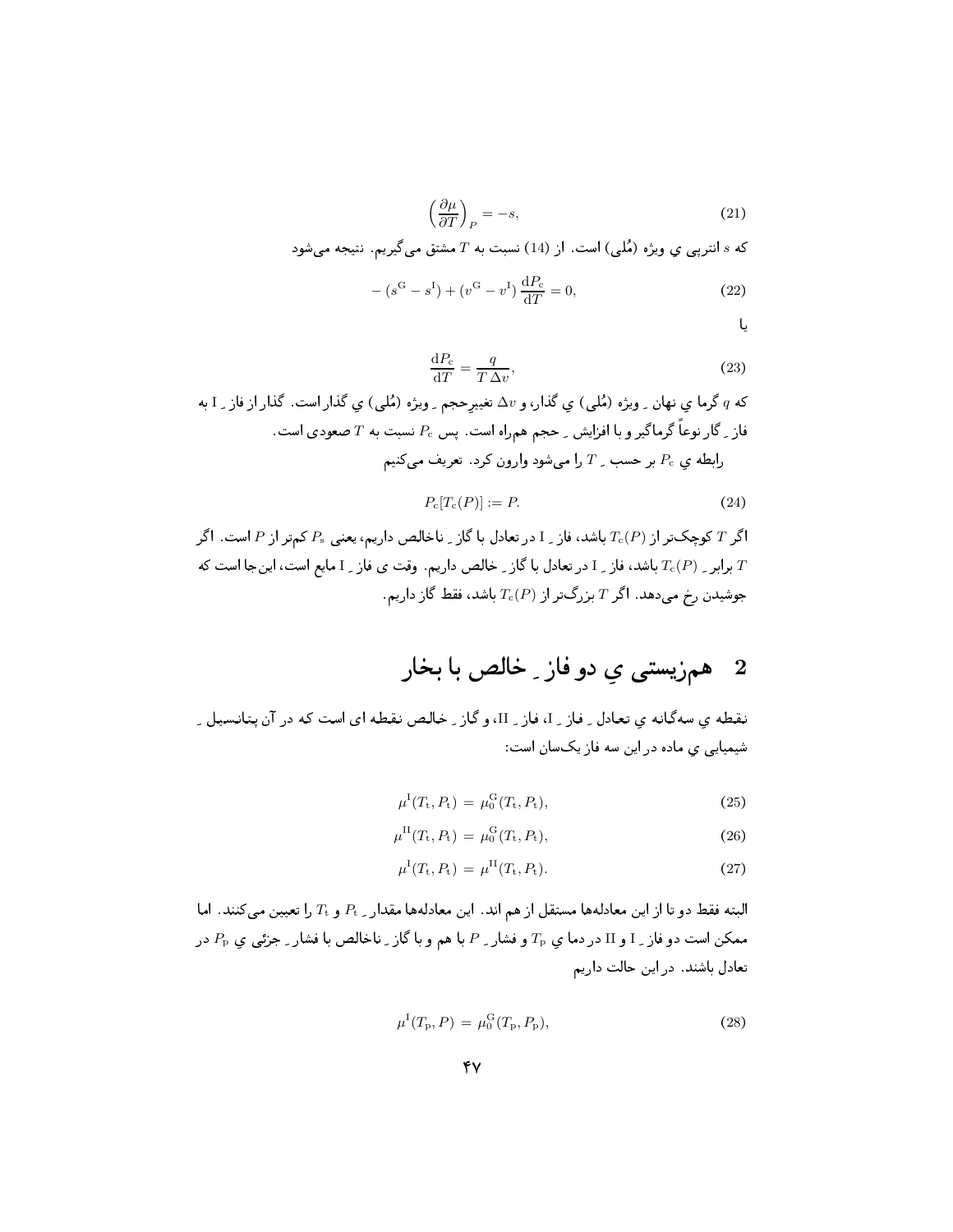$$\left(\frac{\partial \mu}{\partial T}\right)_P = -s, \tag{21}$$

که $s$ انتروپی ي ویژه (مُلی) است. از (14) نسبت به $T$ مشتق می‌گیریم. نتیجه می‌شود

$$-\left(s^{\mathrm{G}} - s^{\mathrm{I}}\right) + \left(v^{\mathrm{G}} - v^{\mathrm{I}}\right)\frac{\mathrm{d}P_{\mathrm{c}}}{\mathrm{d}T} = 0, \tag{22}$$

یا

$$\frac{\mathrm{d}P_{\mathrm{c}}}{\mathrm{d}T} = \frac{q}{T\,\Delta v}, \tag{23}$$

که $q$ گرما ي نهان ـِ ویژه (مُلی) ي گذار، و $\Delta v$ تغییرِحجم ـِ ویژه (مُلی) ي گذار است. گذار از فاز ـِ I به فاز ـِ گاز نوعاً گرماگیر و با افزایش ـِ حجم همراه است. پس $P_{\mathrm{c}}$ نسبت به $T$ صعودی است.

رابطه ي $P_{\mathrm{c}}$ بر حسب ـِ $T$ را می‌شود وارون کرد. تعریف می‌کنیم

$$P_{\mathrm{c}}[T_{\mathrm{c}}(P)] := P. \tag{24}$$

اگر $T$ کوچک‌تر از $T_{\mathrm{c}}(P)$ باشد، فاز ـِ I در تعادل با گاز ـِ ناخالص داریم، یعنی $P_{\mathrm{s}}$ کم‌تر از $P$ است. اگر $T$ برابر ـِ $T_{\mathrm{c}}(P)$ باشد، فاز ـِ I در تعادل با گاز ـِ خالص داریم. وقت ی فاز ـِ I مایع است، این‌جا است که جوشیدن رخ می‌دهد. اگر $T$ بزرگ‌تر از $T_{\mathrm{c}}(P)$ باشد، فقط گاز داریم.

## 2 همزیستی یِ دو فاز ـِ خالص با بخار

نقطه ي سه‌گانه ي تعادل ـِ فاز ـِ I، فاز ـِ II، و گاز ـِ خالص نقطه ای است که در آن پتانسیل ـِ شیمیایی ي ماده در این سه فاز یک‌سان است:

$$\mu^{\mathrm{I}}(T_{\mathrm{t}}, P_{\mathrm{t}}) = \mu_0^{\mathrm{G}}(T_{\mathrm{t}}, P_{\mathrm{t}}), \tag{25}$$

$$\mu^{\mathrm{II}}(T_{\mathrm{t}}, P_{\mathrm{t}}) = \mu_0^{\mathrm{G}}(T_{\mathrm{t}}, P_{\mathrm{t}}), \tag{26}$$

$$\mu^{\mathrm{I}}(T_{\mathrm{t}}, P_{\mathrm{t}}) = \mu^{\mathrm{II}}(T_{\mathrm{t}}, P_{\mathrm{t}}). \tag{27}$$

البته فقط دو تا از این معادله‌ها مستقل از هم اند. این معادله‌ها مقدار ـِ $P_{\mathrm{t}}$ و $T_{\mathrm{t}}$ را تعیین می‌کنند. اما ممکن است دو فاز ـِ I و II در دما ي $T_{\mathrm{p}}$ و فشار ـِ $P$ با هم و با گاز ـِ ناخالص با فشار ـِ جزئی ي $P_{\mathrm{p}}$ در تعادل باشند. در این حالت داریم

$$\mu^{\mathrm{I}}(T_{\mathrm{p}}, P) = \mu_0^{\mathrm{G}}(T_{\mathrm{p}}, P_{\mathrm{p}}), \tag{28}$$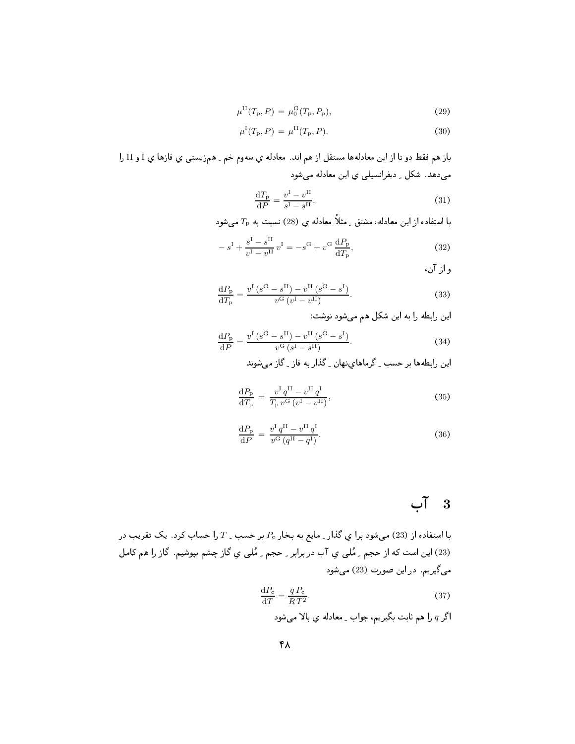$$\mu^{\mathrm{II}}(T_{\mathrm{p}}, P) = \mu_0^{\mathrm{G}}(T_{\mathrm{p}}, P_{\mathrm{p}}), \tag{29}$$

$$\mu^{\mathrm{I}}(T_{\mathrm{p}}, P) = \mu^{\mathrm{II}}(T_{\mathrm{p}}, P). \tag{30}$$

باز هم فقط دو تا از این معادله‌ها مستقل از هم اند. معادله ي سه‌وم خم ِ هم‌زیستی ي فازها ي I و II را می‌دهد. شکل ِ دیفرانسیلی ي این معادله می‌شود

$$\frac{\mathrm{d}T_{\mathrm{p}}}{\mathrm{d}P} = \frac{v^{\mathrm{I}} - v^{\mathrm{II}}}{s^{\mathrm{I}} - s^{\mathrm{II}}}. \tag{31}$$

با استفاده از این معادله، مشتق ِ مثلاً معادله ي (28) نسبت به $T_{\mathrm{p}}$ می‌شود

$$-s^{\mathrm{I}} + \frac{s^{\mathrm{I}} - s^{\mathrm{II}}}{v^{\mathrm{I}} - v^{\mathrm{II}}}\, v^{\mathrm{I}} = -s^{\mathrm{G}} + v^{\mathrm{G}}\, \frac{\mathrm{d}P_{\mathrm{p}}}{\mathrm{d}T_{\mathrm{p}}}, \tag{32}$$

و از آن،

$$\frac{\mathrm{d}P_{\mathrm{p}}}{\mathrm{d}T_{\mathrm{p}}} = \frac{v^{\mathrm{I}}\,(s^{\mathrm{G}} - s^{\mathrm{II}}) - v^{\mathrm{II}}\,(s^{\mathrm{G}} - s^{\mathrm{I}})}{v^{\mathrm{G}}\,(v^{\mathrm{I}} - v^{\mathrm{II}})}. \tag{33}$$

این رابطه را به این شکل هم می‌شود نوشت:

$$\frac{\mathrm{d}P_{\mathrm{p}}}{\mathrm{d}P} = \frac{v^{\mathrm{I}}\,(s^{\mathrm{G}} - s^{\mathrm{II}}) - v^{\mathrm{II}}\,(s^{\mathrm{G}} - s^{\mathrm{I}})}{v^{\mathrm{G}}\,(s^{\mathrm{I}} - s^{\mathrm{II}})}. \tag{34}$$

این رابطه‌ها بر حسب ِ گرماهای‌نهان ِ گذار به فاز ِ گاز می‌شوند

$$\frac{\mathrm{d}P_{\mathrm{p}}}{\mathrm{d}T_{\mathrm{p}}} = \frac{v^{\mathrm{I}}\,q^{\mathrm{II}} - v^{\mathrm{II}}\,q^{\mathrm{I}}}{T_{\mathrm{p}}\,v^{\mathrm{G}}\,(v^{\mathrm{I}} - v^{\mathrm{II}})}, \tag{35}$$

$$\frac{\mathrm{d}P_{\mathrm{p}}}{\mathrm{d}P} = \frac{v^{\mathrm{I}}\,q^{\mathrm{II}} - v^{\mathrm{II}}\,q^{\mathrm{I}}}{v^{\mathrm{G}}\,(q^{\mathrm{II}} - q^{\mathrm{I}})}. \tag{36}$$

# 3 آب

با استفاده از (23) می‌شود برا ي گذار ِ مایع به بخار $P_{\mathrm{c}}$ بر حسب ِ $T$ را حساب کرد. یک تقریب در (23) این است که از حجم ِ مُلی ي آب در برابر ِ حجم ِ مُلی ي گاز چشم بپوشیم. گاز را هم کامل می‌گیریم. در این صورت (23) می‌شود

$$\frac{\mathrm{d}P_{\mathrm{c}}}{\mathrm{d}T} = \frac{q\,P_{\mathrm{c}}}{R\,T^2}. \tag{37}$$

اگر $q$ را هم ثابت بگیریم، جواب ِ معادله ي بالا می‌شود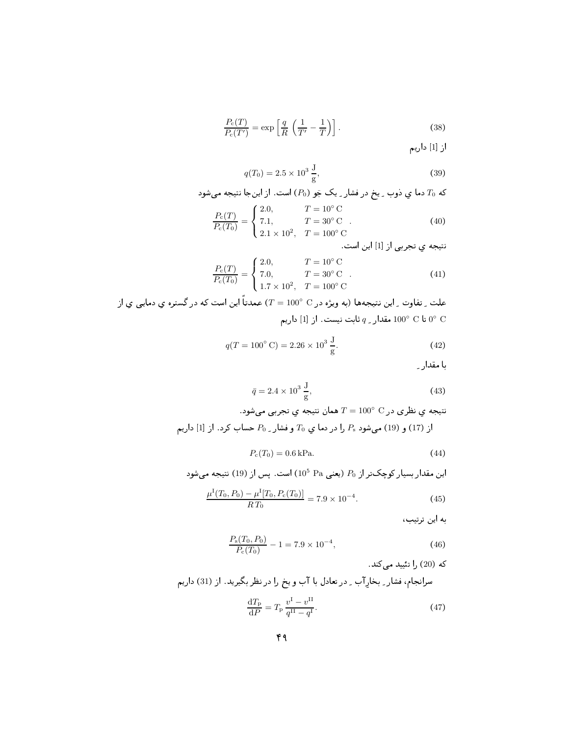$$\frac{P_{\rm c}(T)}{P_{\rm c}(T')} = \exp\left[\frac{q}{R}\,\left(\frac{1}{T'} - \frac{1}{T}\right)\right]. \tag{38}$$

از [1] داریم

$$q(T_0) = 2.5 \times 10^3\,\frac{\rm J}{\rm g}, \tag{39}$$

که $T_0$ دما یِ ذوب ـِ یخ در فشار ـِ یک جَو ($P_0$) است. از این‌جا نتیجه می‌شود

$$\frac{P_{\rm c}(T)}{P_{\rm c}(T_0)} = \begin{cases} 2.0, & T = 10^\circ\,{\rm C} \\ 7.1, & T = 30^\circ\,{\rm C} \\ 2.1 \times 10^2, & T = 100^\circ\,{\rm C} \end{cases}. \tag{40}$$

نتیجه یِ تجربی از [1] این است.

$$\frac{P_{\rm c}(T)}{P_{\rm c}(T_0)} = \begin{cases} 2.0, & T = 10^\circ\,{\rm C} \\ 7.0, & T = 30^\circ\,{\rm C} \\ 1.7 \times 10^2, & T = 100^\circ\,{\rm C} \end{cases}. \tag{41}$$

علت ـِ تفاوت ـِ این نتیجه‌ها (به ویژه در $T = 100^\circ\,{\rm C}$) عمدتاً این است که در گستره یِ دمایی یِ از $0^\circ\,{\rm C}$ تا $100^\circ\,{\rm C}$ مقدار ـِ $q$ ثابت نیست. از [1] داریم

$$q(T = 100^\circ\,{\rm C}) = 2.26 \times 10^3\,\frac{\rm J}{\rm g}. \tag{42}$$

با مقدار ـِ

$$\bar{q} = 2.4 \times 10^3\,\frac{\rm J}{\rm g}, \tag{43}$$

نتیجه یِ نظری در $T = 100^\circ\,{\rm C}$ همان نتیجه یِ تجربی می‌شود.

از (17) و (19) می‌شود $P_{\rm s}$ را در دما یِ $T_0$ و فشار ـِ $P_0$ حساب کرد. از [1] داریم

$$P_{\rm c}(T_0) = 0.6\,{\rm kPa}. \tag{44}$$

این مقدار بسیار کوچک‌تر از $P_0$ (یعنی $10^5$ Pa) است. پس از (19) نتیجه می‌شود

$$\frac{\mu^{\rm I}(T_0, P_0) - \mu^{\rm I}[T_0, P_{\rm c}(T_0)]}{R\,T_0} = 7.9 \times 10^{-4}. \tag{45}$$

به این ترتیب،

$$\frac{P_{\rm s}(T_0, P_0)}{P_{\rm c}(T_0)} - 1 = 7.9 \times 10^{-4}, \tag{46}$$

که (20) را تئیید می‌کند.

سرانجام، فشار ـِ بخارِآب ـِ در تعادل با آب و یخ را در نظر بگیرید. از (31) داریم

$$\frac{{\rm d}T_{\rm p}}{{\rm d}P} = T_{\rm p}\,\frac{v^{\rm I} - v^{\rm II}}{q^{\rm II} - q^{\rm I}}. \tag{47}$$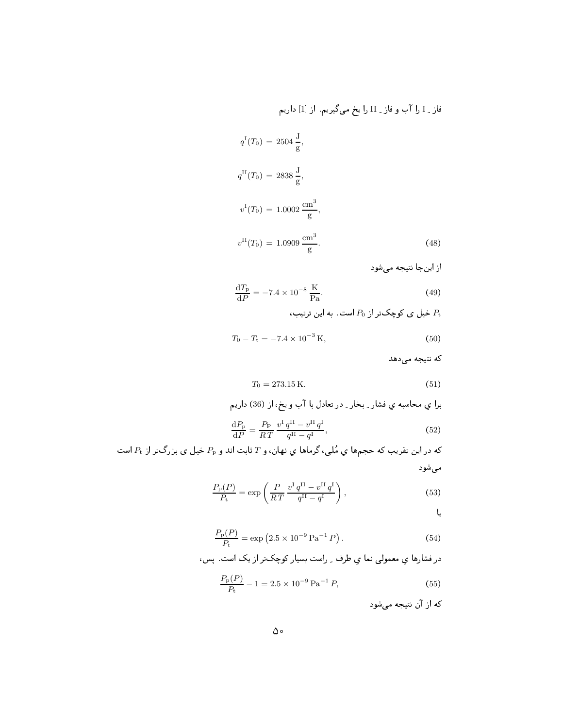فازِ I را آب و فازِ II را یخ می‌گیریم. از [1] داریم

$$
\begin{aligned}
q^{\rm I}(T_0) &= 2504\,\frac{\rm J}{\rm g},\\
q^{\rm II}(T_0) &= 2838\,\frac{\rm J}{\rm g},\\
v^{\rm I}(T_0) &= 1.0002\,\frac{\rm cm^3}{\rm g},\\
v^{\rm II}(T_0) &= 1.0909\,\frac{\rm cm^3}{\rm g}.
\end{aligned}
\tag{48}
$$

از این‌جا نتیجه می‌شود

$$
\frac{{\rm d}T_{\rm p}}{{\rm d}P} = -7.4\times 10^{-8}\,\frac{\rm K}{\rm Pa}. \tag{49}
$$

$P_{\rm t}$ خیلی کوچک‌تر از $P_0$ است. به این ترتیب،

$$
T_0 - T_{\rm t} = -7.4\times 10^{-3}\,{\rm K}, \tag{50}
$$

که نتیجه می‌دهد

$$
T_0 = 273.15\,{\rm K}. \tag{51}
$$

برای محاسبه‌ی فشارِ بخارِ در تعادل با آب و یخ، از (36) داریم

$$
\frac{{\rm d}P_{\rm p}}{{\rm d}P} = \frac{P_{\rm P}}{R\,T}\,\frac{v^{\rm I}\,q^{\rm II} - v^{\rm II}\,q^{\rm I}}{q^{\rm II} - q^{\rm I}}, \tag{52}
$$

که در این تقریب که حجم‌های مُلی، گرماهای نهان، و $T$ ثابت اند و $P_{\rm p}$ خیلی بزرگ‌تر از $P_{\rm t}$ است می‌شود

$$
\frac{P_{\rm p}(P)}{P_{\rm t}} = \exp\left(\frac{P}{R\,T}\,\frac{v^{\rm I}\,q^{\rm II} - v^{\rm II}\,q^{\rm I}}{q^{\rm II} - q^{\rm I}}\right), \tag{53}
$$

یا

$$
\frac{P_{\rm p}(P)}{P_{\rm t}} = \exp\left(2.5\times 10^{-9}\,{\rm Pa}^{-1}\,P\right). \tag{54}
$$

در فشارهای معمولی نمای طرفِ راست بسیار کوچک‌تر از یک است. پس،

$$
\frac{P_{\rm p}(P)}{P_{\rm t}} - 1 = 2.5\times 10^{-9}\,{\rm Pa}^{-1}\,P, \tag{55}
$$

که از آن نتیجه می‌شود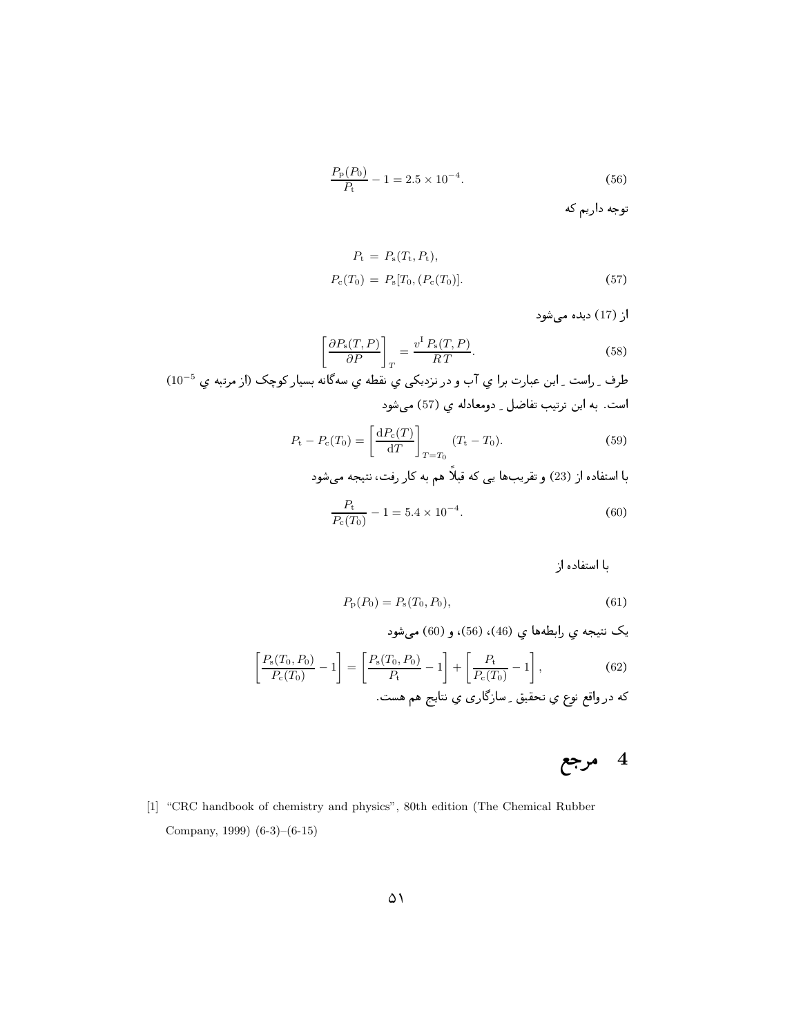$$\frac{P_{\rm p}(P_0)}{P_{\rm t}} - 1 = 2.5 \times 10^{-4}. \tag{56}$$

توجه داریم که

$$\begin{aligned} P_{\rm t} &= P_{\rm s}(T_{\rm t}, P_{\rm t}), \\ P_{\rm c}(T_0) &= P_{\rm s}[T_0, (P_{\rm c}(T_0))]. \end{aligned} \tag{57}$$

از (17) دیده می‌شود

$$\left[\frac{\partial P_{\rm s}(T,P)}{\partial P}\right]_T = \frac{v^{\rm I}\, P_{\rm s}(T,P)}{R\,T}. \tag{58}$$

طرف ِ راست ِ این عبارت برا ی آب و در نزدیکی ی نقطه ی سه‌گانه بسیار کوچک (از مرتبه ی $10^{-5}$) است. به این ترتیب تفاضل ِ دومعادله ی (57) می‌شود

$$P_{\rm t} - P_{\rm c}(T_0) = \left[\frac{{\rm d}P_{\rm c}(T)}{{\rm d}T}\right]_{T=T_0} (T_{\rm t} - T_0). \tag{59}$$

با استفاده از (23) و تقریب‌ها یی که قبلاً هم به کار رفت، نتیجه می‌شود

$$\frac{P_{\rm t}}{P_{\rm c}(T_0)} - 1 = 5.4 \times 10^{-4}. \tag{60}$$

با استفاده از

$$P_{\rm p}(P_0) = P_{\rm s}(T_0, P_0), \tag{61}$$

یک نتیجه ی رابطه‌ها ی (46)، (56)، و (60) می‌شود

$$\left[\frac{P_{\rm s}(T_0,P_0)}{P_{\rm c}(T_0)} - 1\right] = \left[\frac{P_{\rm s}(T_0,P_0)}{P_{\rm t}} - 1\right] + \left[\frac{P_{\rm t}}{P_{\rm c}(T_0)} - 1\right], \tag{62}$$

که در واقع نوع ی تحقیق ِ سازگاری ی نتایج هم هست.

# 4 مرجع

[1] "CRC handbook of chemistry and physics", 80th edition (The Chemical Rubber Company, 1999) (6-3)–(6-15)